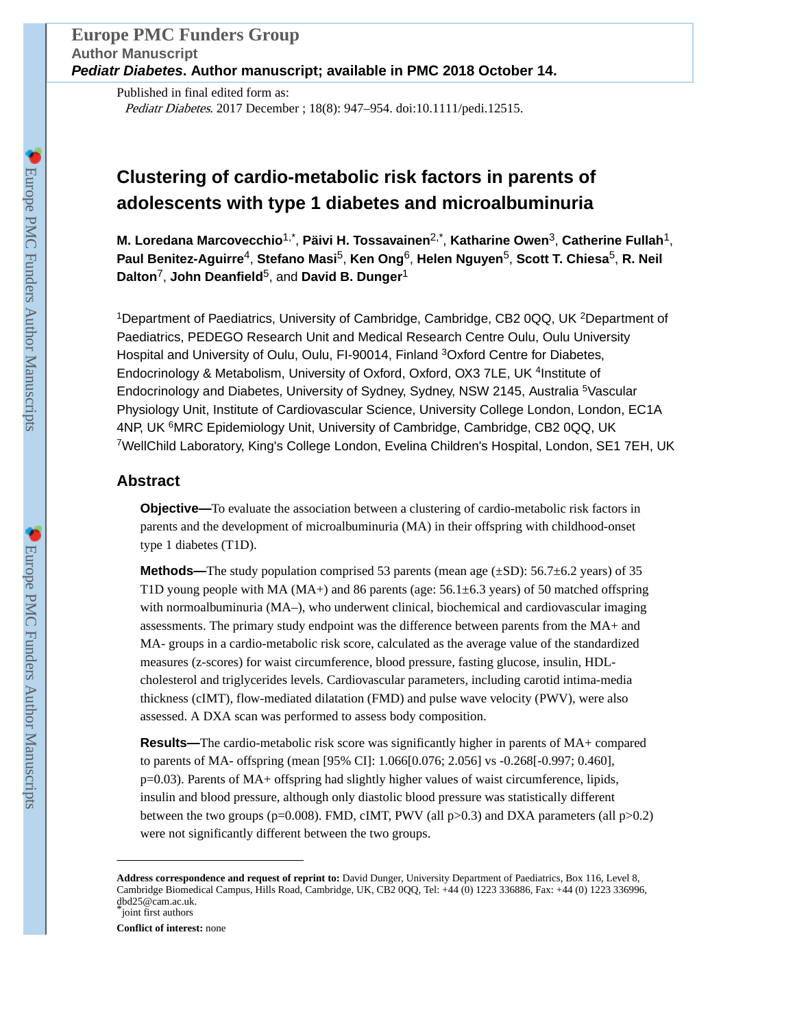Published in final edited form as:

*Pediatr Diabetes*. 2017 December ; 18(8): 947–954. doi:10.1111/pedi.12515.

# Clustering of cardio-metabolic risk factors in parents of adolescents with type 1 diabetes and microalbuminuria

**M. Loredana Marcovecchio**[1,*], **Päivi H. Tossavainen**[2,*], **Katharine Owen**[3], **Catherine Fullah**[1], **Paul Benitez-Aguirre**[4], **Stefano Masi**[5], **Ken Ong**[6], **Helen Nguyen**[5], **Scott T. Chiesa**[5], **R. Neil Dalton**[7], **John Deanfield**[5], and **David B. Dunger**[1]

[1]Department of Paediatrics, University of Cambridge, Cambridge, CB2 0QQ, UK [2]Department of Paediatrics, PEDEGO Research Unit and Medical Research Centre Oulu, Oulu University Hospital and University of Oulu, Oulu, FI-90014, Finland [3]Oxford Centre for Diabetes, Endocrinology & Metabolism, University of Oxford, Oxford, OX3 7LE, UK [4]Institute of Endocrinology and Diabetes, University of Sydney, Sydney, NSW 2145, Australia [5]Vascular Physiology Unit, Institute of Cardiovascular Science, University College London, London, EC1A 4NP, UK [6]MRC Epidemiology Unit, University of Cambridge, Cambridge, CB2 0QQ, UK [7]WellChild Laboratory, King's College London, Evelina Children's Hospital, London, SE1 7EH, UK

## Abstract

**Objective—**To evaluate the association between a clustering of cardio-metabolic risk factors in parents and the development of microalbuminuria (MA) in their offspring with childhood-onset type 1 diabetes (T1D).

**Methods—**The study population comprised 53 parents (mean age (±SD): 56.7±6.2 years) of 35 T1D young people with MA (MA+) and 86 parents (age: 56.1±6.3 years) of 50 matched offspring with normoalbuminuria (MA–), who underwent clinical, biochemical and cardiovascular imaging assessments. The primary study endpoint was the difference between parents from the MA+ and MA- groups in a cardio-metabolic risk score, calculated as the average value of the standardized measures (z-scores) for waist circumference, blood pressure, fasting glucose, insulin, HDL-cholesterol and triglycerides levels. Cardiovascular parameters, including carotid intima-media thickness (cIMT), flow-mediated dilatation (FMD) and pulse wave velocity (PWV), were also assessed. A DXA scan was performed to assess body composition.

**Results—**The cardio-metabolic risk score was significantly higher in parents of MA+ compared to parents of MA- offspring (mean [95% CI]: 1.066[0.076; 2.056] vs -0.268[-0.997; 0.460], p=0.03). Parents of MA+ offspring had slightly higher values of waist circumference, lipids, insulin and blood pressure, although only diastolic blood pressure was statistically different between the two groups (p=0.008). FMD, cIMT, PWV (all p>0.3) and DXA parameters (all p>0.2) were not significantly different between the two groups.

---

**Address correspondence and request of reprint to:** David Dunger, University Department of Paediatrics, Box 116, Level 8, Cambridge Biomedical Campus, Hills Road, Cambridge, UK, CB2 0QQ, Tel: +44 (0) 1223 336886, Fax: +44 (0) 1223 336996, dbd25@cam.ac.uk.

*joint first authors

**Conflict of interest:** none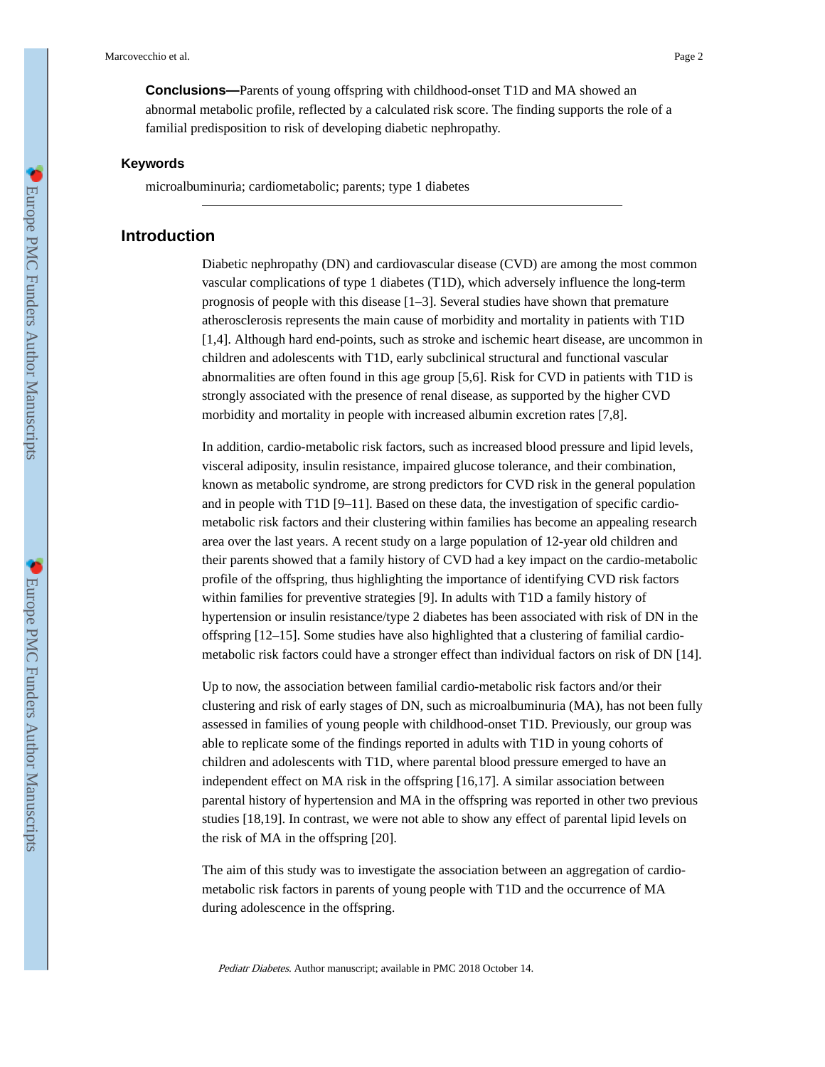**Conclusions—**Parents of young offspring with childhood-onset T1D and MA showed an abnormal metabolic profile, reflected by a calculated risk score. The finding supports the role of a familial predisposition to risk of developing diabetic nephropathy.

### Keywords

microalbuminuria; cardiometabolic; parents; type 1 diabetes

## Introduction

Diabetic nephropathy (DN) and cardiovascular disease (CVD) are among the most common vascular complications of type 1 diabetes (T1D), which adversely influence the long-term prognosis of people with this disease [1–3]. Several studies have shown that premature atherosclerosis represents the main cause of morbidity and mortality in patients with T1D [1,4]. Although hard end-points, such as stroke and ischemic heart disease, are uncommon in children and adolescents with T1D, early subclinical structural and functional vascular abnormalities are often found in this age group [5,6]. Risk for CVD in patients with T1D is strongly associated with the presence of renal disease, as supported by the higher CVD morbidity and mortality in people with increased albumin excretion rates [7,8].

In addition, cardio-metabolic risk factors, such as increased blood pressure and lipid levels, visceral adiposity, insulin resistance, impaired glucose tolerance, and their combination, known as metabolic syndrome, are strong predictors for CVD risk in the general population and in people with T1D [9–11]. Based on these data, the investigation of specific cardio-metabolic risk factors and their clustering within families has become an appealing research area over the last years. A recent study on a large population of 12-year old children and their parents showed that a family history of CVD had a key impact on the cardio-metabolic profile of the offspring, thus highlighting the importance of identifying CVD risk factors within families for preventive strategies [9]. In adults with T1D a family history of hypertension or insulin resistance/type 2 diabetes has been associated with risk of DN in the offspring [12–15]. Some studies have also highlighted that a clustering of familial cardio-metabolic risk factors could have a stronger effect than individual factors on risk of DN [14].

Up to now, the association between familial cardio-metabolic risk factors and/or their clustering and risk of early stages of DN, such as microalbuminuria (MA), has not been fully assessed in families of young people with childhood-onset T1D. Previously, our group was able to replicate some of the findings reported in adults with T1D in young cohorts of children and adolescents with T1D, where parental blood pressure emerged to have an independent effect on MA risk in the offspring [16,17]. A similar association between parental history of hypertension and MA in the offspring was reported in other two previous studies [18,19]. In contrast, we were not able to show any effect of parental lipid levels on the risk of MA in the offspring [20].

The aim of this study was to investigate the association between an aggregation of cardio-metabolic risk factors in parents of young people with T1D and the occurrence of MA during adolescence in the offspring.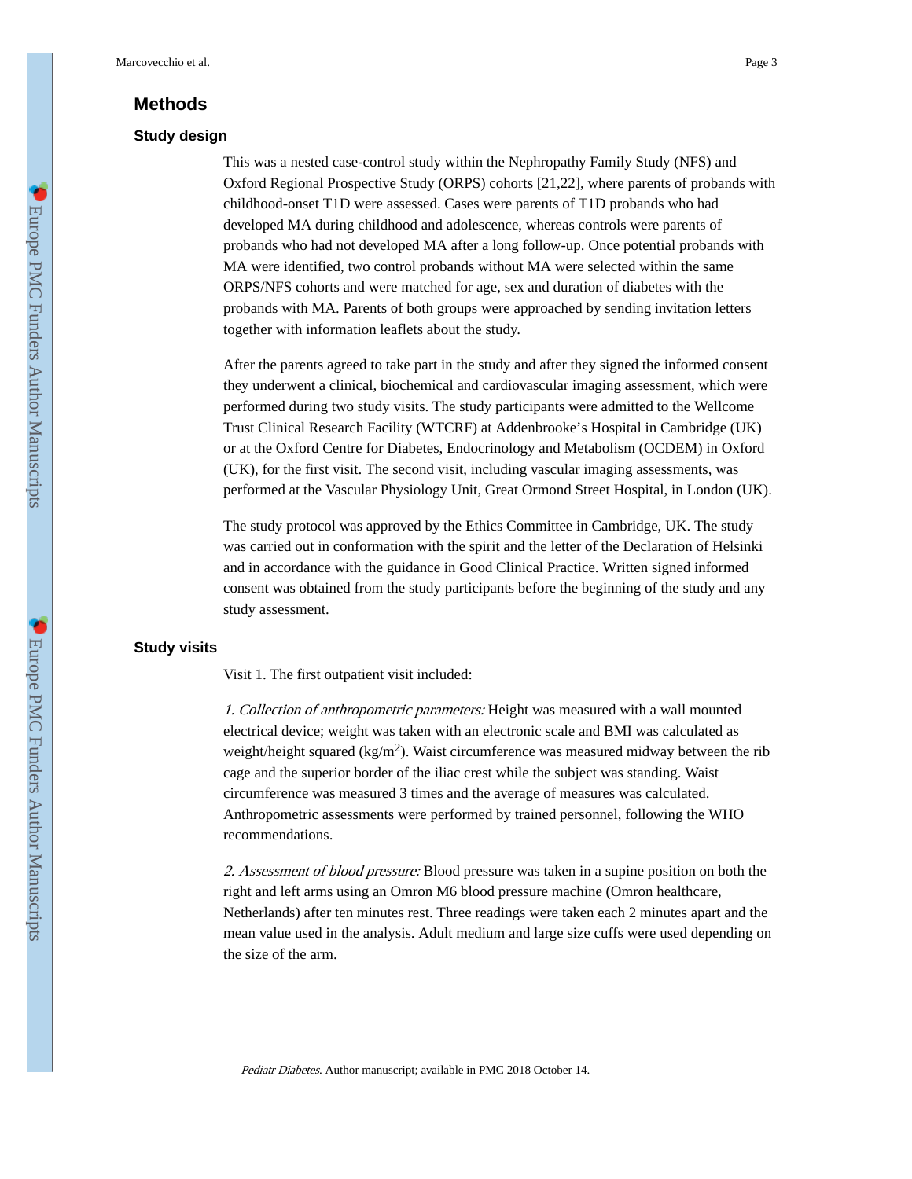## Methods

### Study design

This was a nested case-control study within the Nephropathy Family Study (NFS) and Oxford Regional Prospective Study (ORPS) cohorts [21,22], where parents of probands with childhood-onset T1D were assessed. Cases were parents of T1D probands who had developed MA during childhood and adolescence, whereas controls were parents of probands who had not developed MA after a long follow-up. Once potential probands with MA were identified, two control probands without MA were selected within the same ORPS/NFS cohorts and were matched for age, sex and duration of diabetes with the probands with MA. Parents of both groups were approached by sending invitation letters together with information leaflets about the study.

After the parents agreed to take part in the study and after they signed the informed consent they underwent a clinical, biochemical and cardiovascular imaging assessment, which were performed during two study visits. The study participants were admitted to the Wellcome Trust Clinical Research Facility (WTCRF) at Addenbrooke's Hospital in Cambridge (UK) or at the Oxford Centre for Diabetes, Endocrinology and Metabolism (OCDEM) in Oxford (UK), for the first visit. The second visit, including vascular imaging assessments, was performed at the Vascular Physiology Unit, Great Ormond Street Hospital, in London (UK).

The study protocol was approved by the Ethics Committee in Cambridge, UK. The study was carried out in conformation with the spirit and the letter of the Declaration of Helsinki and in accordance with the guidance in Good Clinical Practice. Written signed informed consent was obtained from the study participants before the beginning of the study and any study assessment.

### Study visits

Visit 1. The first outpatient visit included:

*1. Collection of anthropometric parameters:* Height was measured with a wall mounted electrical device; weight was taken with an electronic scale and BMI was calculated as weight/height squared (kg/m$^2$). Waist circumference was measured midway between the rib cage and the superior border of the iliac crest while the subject was standing. Waist circumference was measured 3 times and the average of measures was calculated. Anthropometric assessments were performed by trained personnel, following the WHO recommendations.

*2. Assessment of blood pressure:* Blood pressure was taken in a supine position on both the right and left arms using an Omron M6 blood pressure machine (Omron healthcare, Netherlands) after ten minutes rest. Three readings were taken each 2 minutes apart and the mean value used in the analysis. Adult medium and large size cuffs were used depending on the size of the arm.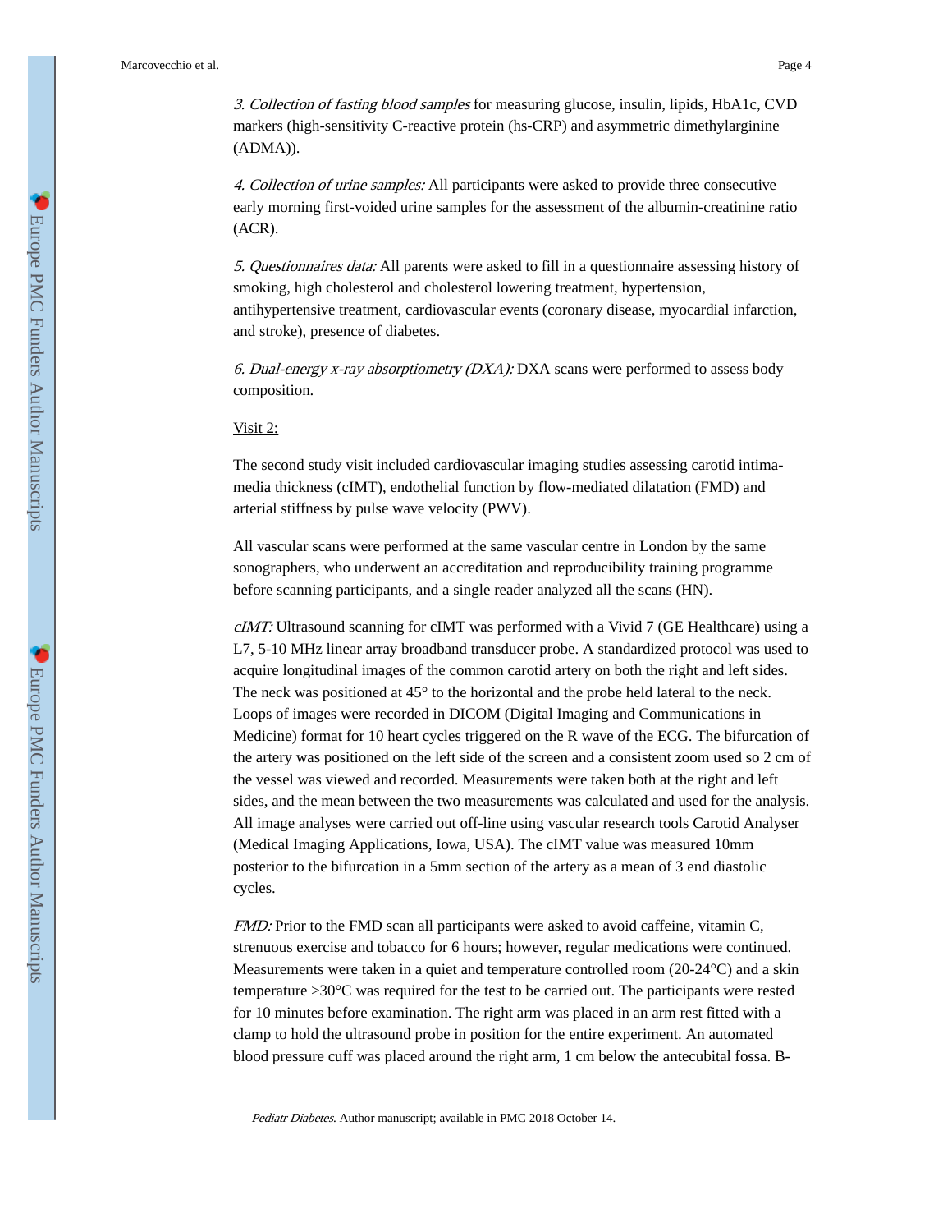*3. Collection of fasting blood samples* for measuring glucose, insulin, lipids, HbA1c, CVD markers (high-sensitivity C-reactive protein (hs-CRP) and asymmetric dimethylarginine (ADMA)).

*4. Collection of urine samples:* All participants were asked to provide three consecutive early morning first-voided urine samples for the assessment of the albumin-creatinine ratio (ACR).

*5. Questionnaires data:* All parents were asked to fill in a questionnaire assessing history of smoking, high cholesterol and cholesterol lowering treatment, hypertension, antihypertensive treatment, cardiovascular events (coronary disease, myocardial infarction, and stroke), presence of diabetes.

*6. Dual-energy x-ray absorptiometry (DXA):* DXA scans were performed to assess body composition.

Visit 2:

The second study visit included cardiovascular imaging studies assessing carotid intima-media thickness (cIMT), endothelial function by flow-mediated dilatation (FMD) and arterial stiffness by pulse wave velocity (PWV).

All vascular scans were performed at the same vascular centre in London by the same sonographers, who underwent an accreditation and reproducibility training programme before scanning participants, and a single reader analyzed all the scans (HN).

*cIMT:* Ultrasound scanning for cIMT was performed with a Vivid 7 (GE Healthcare) using a L7, 5-10 MHz linear array broadband transducer probe. A standardized protocol was used to acquire longitudinal images of the common carotid artery on both the right and left sides. The neck was positioned at 45° to the horizontal and the probe held lateral to the neck. Loops of images were recorded in DICOM (Digital Imaging and Communications in Medicine) format for 10 heart cycles triggered on the R wave of the ECG. The bifurcation of the artery was positioned on the left side of the screen and a consistent zoom used so 2 cm of the vessel was viewed and recorded. Measurements were taken both at the right and left sides, and the mean between the two measurements was calculated and used for the analysis. All image analyses were carried out off-line using vascular research tools Carotid Analyser (Medical Imaging Applications, Iowa, USA). The cIMT value was measured 10mm posterior to the bifurcation in a 5mm section of the artery as a mean of 3 end diastolic cycles.

*FMD:* Prior to the FMD scan all participants were asked to avoid caffeine, vitamin C, strenuous exercise and tobacco for 6 hours; however, regular medications were continued. Measurements were taken in a quiet and temperature controlled room (20-24°C) and a skin temperature ≥30°C was required for the test to be carried out. The participants were rested for 10 minutes before examination. The right arm was placed in an arm rest fitted with a clamp to hold the ultrasound probe in position for the entire experiment. An automated blood pressure cuff was placed around the right arm, 1 cm below the antecubital fossa. B-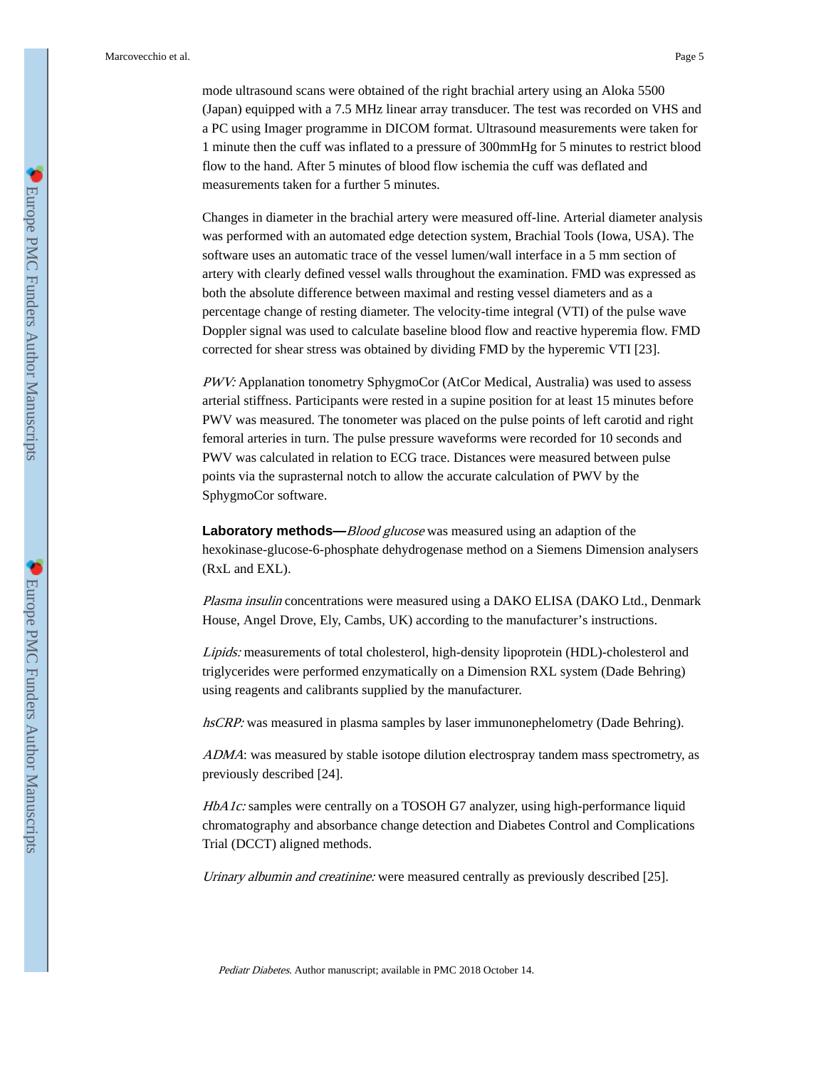mode ultrasound scans were obtained of the right brachial artery using an Aloka 5500 (Japan) equipped with a 7.5 MHz linear array transducer. The test was recorded on VHS and a PC using Imager programme in DICOM format. Ultrasound measurements were taken for 1 minute then the cuff was inflated to a pressure of 300mmHg for 5 minutes to restrict blood flow to the hand. After 5 minutes of blood flow ischemia the cuff was deflated and measurements taken for a further 5 minutes.

Changes in diameter in the brachial artery were measured off-line. Arterial diameter analysis was performed with an automated edge detection system, Brachial Tools (Iowa, USA). The software uses an automatic trace of the vessel lumen/wall interface in a 5 mm section of artery with clearly defined vessel walls throughout the examination. FMD was expressed as both the absolute difference between maximal and resting vessel diameters and as a percentage change of resting diameter. The velocity-time integral (VTI) of the pulse wave Doppler signal was used to calculate baseline blood flow and reactive hyperemia flow. FMD corrected for shear stress was obtained by dividing FMD by the hyperemic VTI [23].

*PWV:* Applanation tonometry SphygmoCor (AtCor Medical, Australia) was used to assess arterial stiffness. Participants were rested in a supine position for at least 15 minutes before PWV was measured. The tonometer was placed on the pulse points of left carotid and right femoral arteries in turn. The pulse pressure waveforms were recorded for 10 seconds and PWV was calculated in relation to ECG trace. Distances were measured between pulse points via the suprasternal notch to allow the accurate calculation of PWV by the SphygmoCor software.

**Laboratory methods—***Blood glucose* was measured using an adaption of the hexokinase-glucose-6-phosphate dehydrogenase method on a Siemens Dimension analysers (RxL and EXL).

*Plasma insulin* concentrations were measured using a DAKO ELISA (DAKO Ltd., Denmark House, Angel Drove, Ely, Cambs, UK) according to the manufacturer's instructions.

*Lipids:* measurements of total cholesterol, high-density lipoprotein (HDL)-cholesterol and triglycerides were performed enzymatically on a Dimension RXL system (Dade Behring) using reagents and calibrants supplied by the manufacturer.

*hsCRP:* was measured in plasma samples by laser immunonephelometry (Dade Behring).

*ADMA*: was measured by stable isotope dilution electrospray tandem mass spectrometry, as previously described [24].

*HbA1c:* samples were centrally on a TOSOH G7 analyzer, using high-performance liquid chromatography and absorbance change detection and Diabetes Control and Complications Trial (DCCT) aligned methods.

*Urinary albumin and creatinine:* were measured centrally as previously described [25].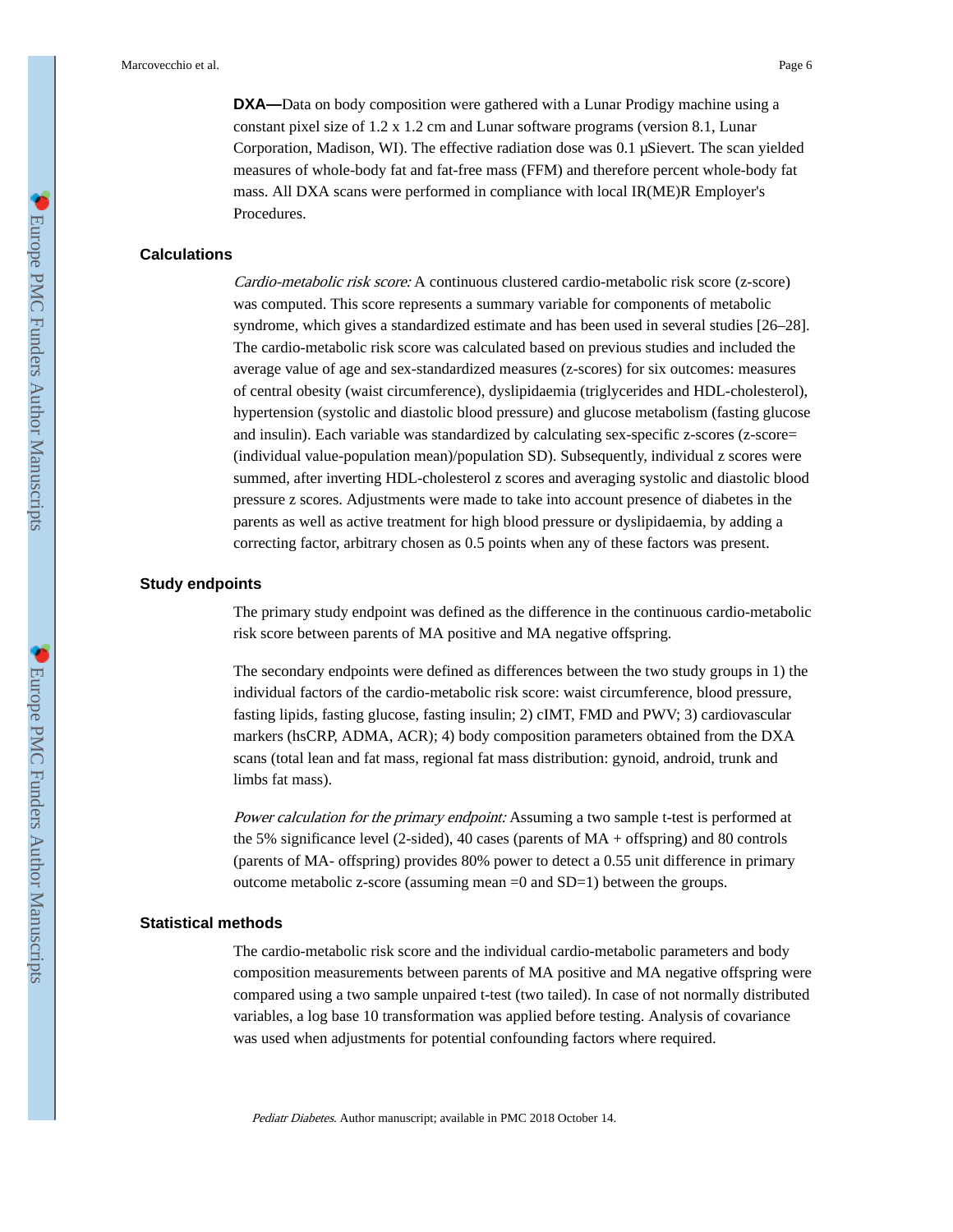**DXA—**Data on body composition were gathered with a Lunar Prodigy machine using a constant pixel size of 1.2 x 1.2 cm and Lunar software programs (version 8.1, Lunar Corporation, Madison, WI). The effective radiation dose was 0.1 µSievert. The scan yielded measures of whole-body fat and fat-free mass (FFM) and therefore percent whole-body fat mass. All DXA scans were performed in compliance with local IR(ME)R Employer's Procedures.

### Calculations

*Cardio-metabolic risk score:* A continuous clustered cardio-metabolic risk score (z-score) was computed. This score represents a summary variable for components of metabolic syndrome, which gives a standardized estimate and has been used in several studies [26–28]. The cardio-metabolic risk score was calculated based on previous studies and included the average value of age and sex-standardized measures (z-scores) for six outcomes: measures of central obesity (waist circumference), dyslipidaemia (triglycerides and HDL-cholesterol), hypertension (systolic and diastolic blood pressure) and glucose metabolism (fasting glucose and insulin). Each variable was standardized by calculating sex-specific z-scores (z-score= (individual value-population mean)/population SD). Subsequently, individual z scores were summed, after inverting HDL-cholesterol z scores and averaging systolic and diastolic blood pressure z scores. Adjustments were made to take into account presence of diabetes in the parents as well as active treatment for high blood pressure or dyslipidaemia, by adding a correcting factor, arbitrary chosen as 0.5 points when any of these factors was present.

### Study endpoints

The primary study endpoint was defined as the difference in the continuous cardio-metabolic risk score between parents of MA positive and MA negative offspring.

The secondary endpoints were defined as differences between the two study groups in 1) the individual factors of the cardio-metabolic risk score: waist circumference, blood pressure, fasting lipids, fasting glucose, fasting insulin; 2) cIMT, FMD and PWV; 3) cardiovascular markers (hsCRP, ADMA, ACR); 4) body composition parameters obtained from the DXA scans (total lean and fat mass, regional fat mass distribution: gynoid, android, trunk and limbs fat mass).

*Power calculation for the primary endpoint:* Assuming a two sample t-test is performed at the 5% significance level (2-sided), 40 cases (parents of MA + offspring) and 80 controls (parents of MA- offspring) provides 80% power to detect a 0.55 unit difference in primary outcome metabolic z-score (assuming mean =0 and SD=1) between the groups.

### Statistical methods

The cardio-metabolic risk score and the individual cardio-metabolic parameters and body composition measurements between parents of MA positive and MA negative offspring were compared using a two sample unpaired t-test (two tailed). In case of not normally distributed variables, a log base 10 transformation was applied before testing. Analysis of covariance was used when adjustments for potential confounding factors where required.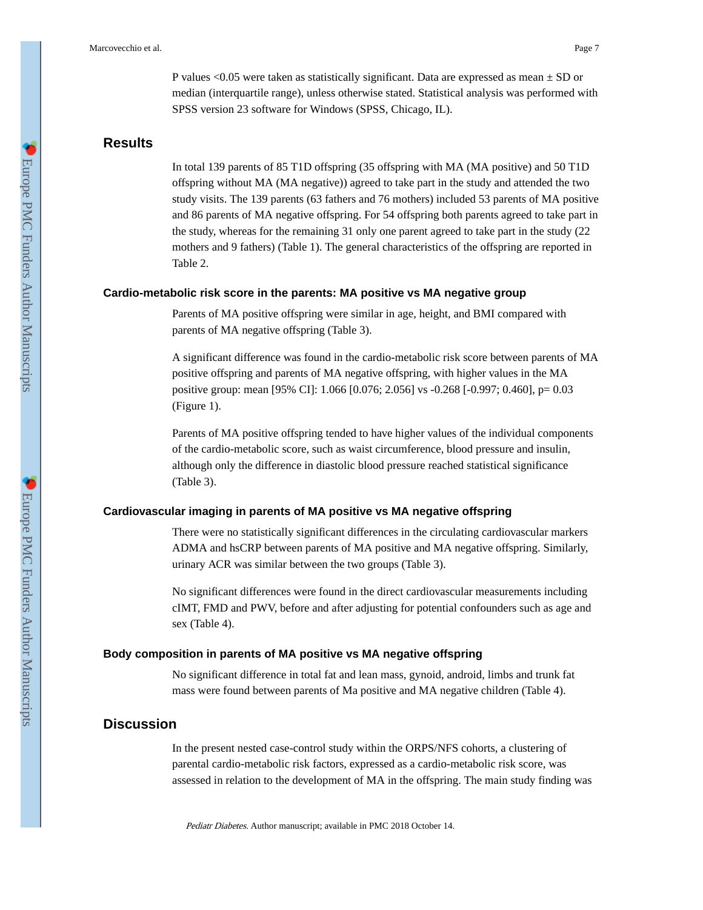P values <0.05 were taken as statistically significant. Data are expressed as mean ± SD or median (interquartile range), unless otherwise stated. Statistical analysis was performed with SPSS version 23 software for Windows (SPSS, Chicago, IL).

## Results

In total 139 parents of 85 T1D offspring (35 offspring with MA (MA positive) and 50 T1D offspring without MA (MA negative)) agreed to take part in the study and attended the two study visits. The 139 parents (63 fathers and 76 mothers) included 53 parents of MA positive and 86 parents of MA negative offspring. For 54 offspring both parents agreed to take part in the study, whereas for the remaining 31 only one parent agreed to take part in the study (22 mothers and 9 fathers) (Table 1). The general characteristics of the offspring are reported in Table 2.

### Cardio-metabolic risk score in the parents: MA positive vs MA negative group

Parents of MA positive offspring were similar in age, height, and BMI compared with parents of MA negative offspring (Table 3).

A significant difference was found in the cardio-metabolic risk score between parents of MA positive offspring and parents of MA negative offspring, with higher values in the MA positive group: mean [95% CI]: 1.066 [0.076; 2.056] vs -0.268 [-0.997; 0.460], p= 0.03 (Figure 1).

Parents of MA positive offspring tended to have higher values of the individual components of the cardio-metabolic score, such as waist circumference, blood pressure and insulin, although only the difference in diastolic blood pressure reached statistical significance (Table 3).

### Cardiovascular imaging in parents of MA positive vs MA negative offspring

There were no statistically significant differences in the circulating cardiovascular markers ADMA and hsCRP between parents of MA positive and MA negative offspring. Similarly, urinary ACR was similar between the two groups (Table 3).

No significant differences were found in the direct cardiovascular measurements including cIMT, FMD and PWV, before and after adjusting for potential confounders such as age and sex (Table 4).

### Body composition in parents of MA positive vs MA negative offspring

No significant difference in total fat and lean mass, gynoid, android, limbs and trunk fat mass were found between parents of Ma positive and MA negative children (Table 4).

## Discussion

In the present nested case-control study within the ORPS/NFS cohorts, a clustering of parental cardio-metabolic risk factors, expressed as a cardio-metabolic risk score, was assessed in relation to the development of MA in the offspring. The main study finding was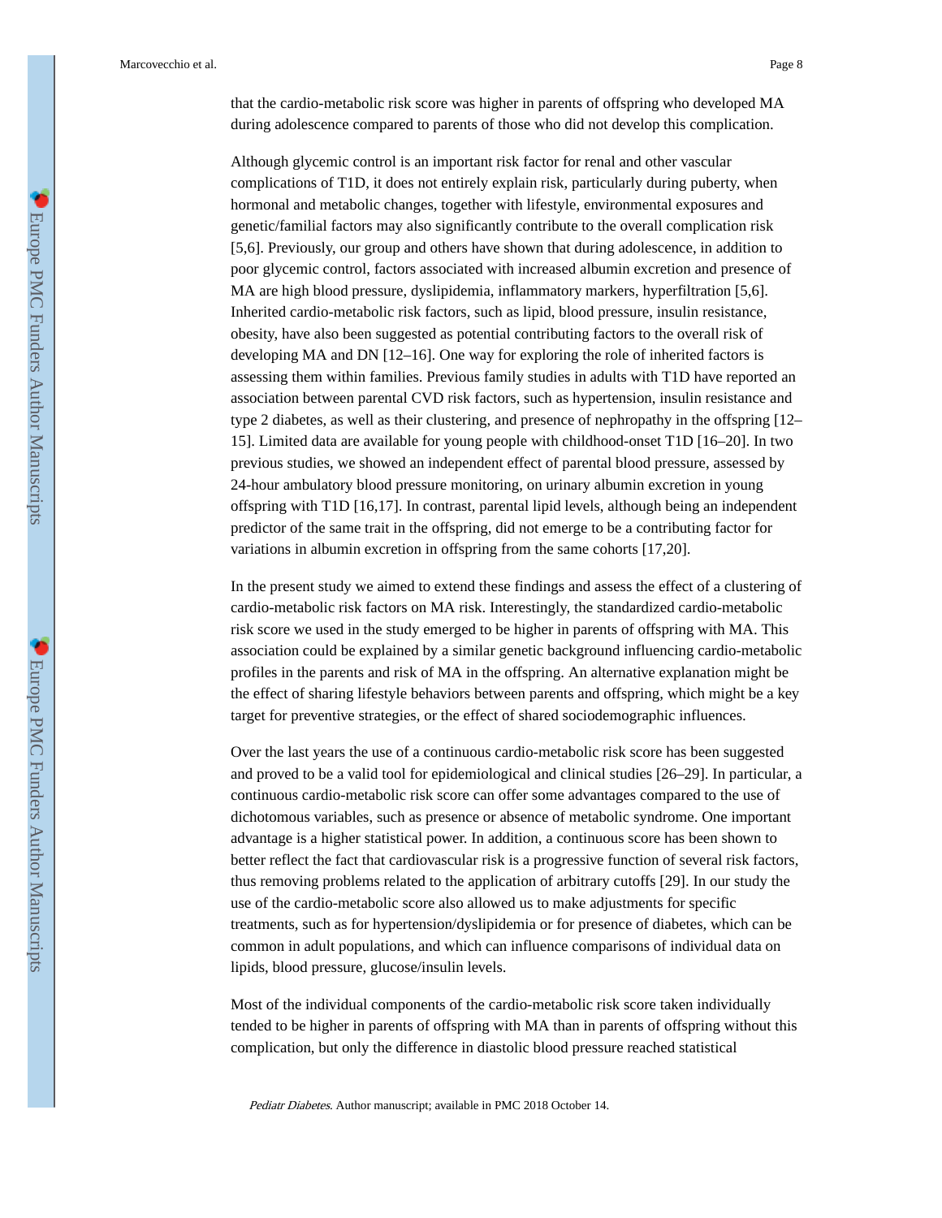that the cardio-metabolic risk score was higher in parents of offspring who developed MA during adolescence compared to parents of those who did not develop this complication.

Although glycemic control is an important risk factor for renal and other vascular complications of T1D, it does not entirely explain risk, particularly during puberty, when hormonal and metabolic changes, together with lifestyle, environmental exposures and genetic/familial factors may also significantly contribute to the overall complication risk [5,6]. Previously, our group and others have shown that during adolescence, in addition to poor glycemic control, factors associated with increased albumin excretion and presence of MA are high blood pressure, dyslipidemia, inflammatory markers, hyperfiltration [5,6]. Inherited cardio-metabolic risk factors, such as lipid, blood pressure, insulin resistance, obesity, have also been suggested as potential contributing factors to the overall risk of developing MA and DN [12–16]. One way for exploring the role of inherited factors is assessing them within families. Previous family studies in adults with T1D have reported an association between parental CVD risk factors, such as hypertension, insulin resistance and type 2 diabetes, as well as their clustering, and presence of nephropathy in the offspring [12–15]. Limited data are available for young people with childhood-onset T1D [16–20]. In two previous studies, we showed an independent effect of parental blood pressure, assessed by 24-hour ambulatory blood pressure monitoring, on urinary albumin excretion in young offspring with T1D [16,17]. In contrast, parental lipid levels, although being an independent predictor of the same trait in the offspring, did not emerge to be a contributing factor for variations in albumin excretion in offspring from the same cohorts [17,20].

In the present study we aimed to extend these findings and assess the effect of a clustering of cardio-metabolic risk factors on MA risk. Interestingly, the standardized cardio-metabolic risk score we used in the study emerged to be higher in parents of offspring with MA. This association could be explained by a similar genetic background influencing cardio-metabolic profiles in the parents and risk of MA in the offspring. An alternative explanation might be the effect of sharing lifestyle behaviors between parents and offspring, which might be a key target for preventive strategies, or the effect of shared sociodemographic influences.

Over the last years the use of a continuous cardio-metabolic risk score has been suggested and proved to be a valid tool for epidemiological and clinical studies [26–29]. In particular, a continuous cardio-metabolic risk score can offer some advantages compared to the use of dichotomous variables, such as presence or absence of metabolic syndrome. One important advantage is a higher statistical power. In addition, a continuous score has been shown to better reflect the fact that cardiovascular risk is a progressive function of several risk factors, thus removing problems related to the application of arbitrary cutoffs [29]. In our study the use of the cardio-metabolic score also allowed us to make adjustments for specific treatments, such as for hypertension/dyslipidemia or for presence of diabetes, which can be common in adult populations, and which can influence comparisons of individual data on lipids, blood pressure, glucose/insulin levels.

Most of the individual components of the cardio-metabolic risk score taken individually tended to be higher in parents of offspring with MA than in parents of offspring without this complication, but only the difference in diastolic blood pressure reached statistical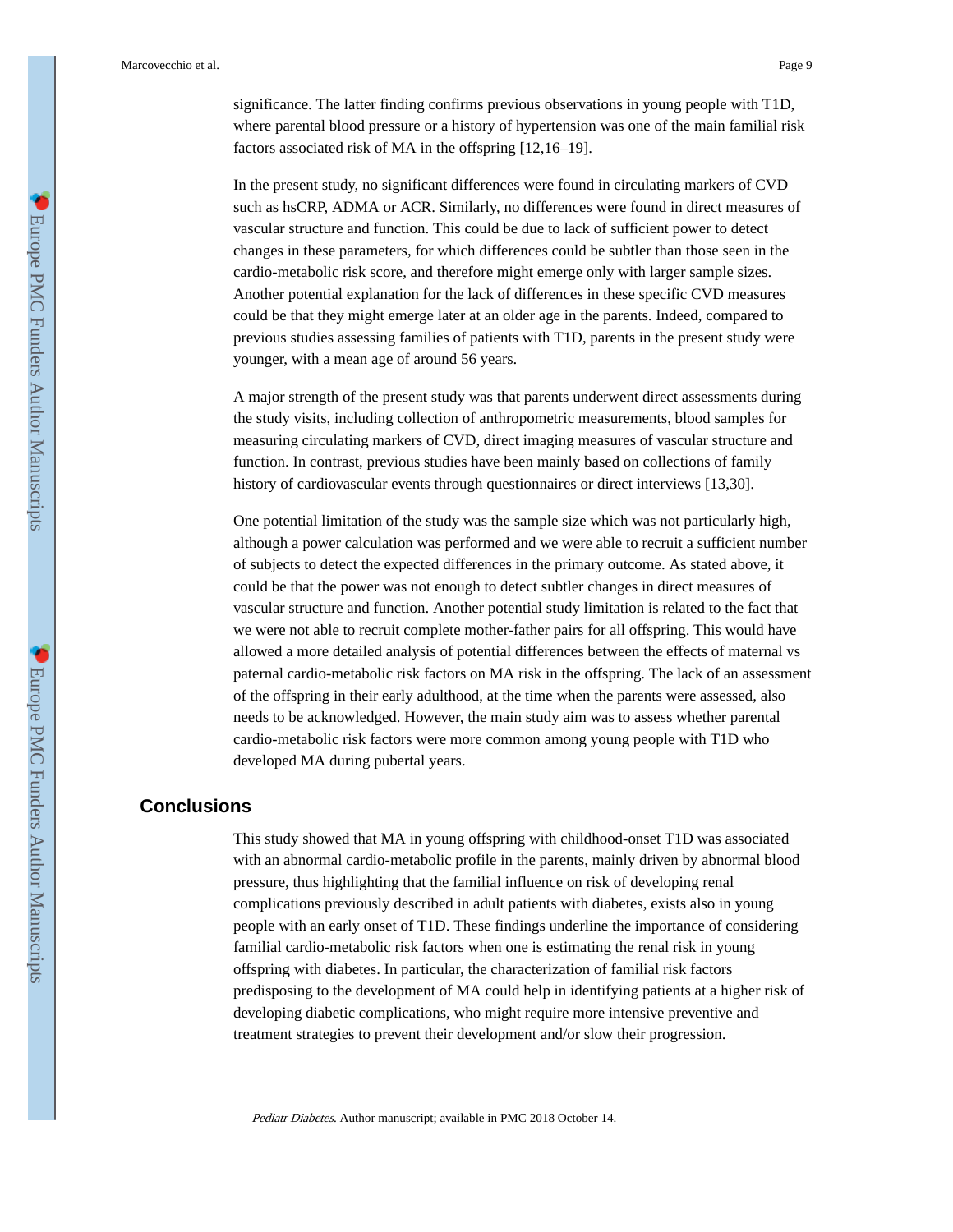significance. The latter finding confirms previous observations in young people with T1D, where parental blood pressure or a history of hypertension was one of the main familial risk factors associated risk of MA in the offspring [12,16–19].

In the present study, no significant differences were found in circulating markers of CVD such as hsCRP, ADMA or ACR. Similarly, no differences were found in direct measures of vascular structure and function. This could be due to lack of sufficient power to detect changes in these parameters, for which differences could be subtler than those seen in the cardio-metabolic risk score, and therefore might emerge only with larger sample sizes. Another potential explanation for the lack of differences in these specific CVD measures could be that they might emerge later at an older age in the parents. Indeed, compared to previous studies assessing families of patients with T1D, parents in the present study were younger, with a mean age of around 56 years.

A major strength of the present study was that parents underwent direct assessments during the study visits, including collection of anthropometric measurements, blood samples for measuring circulating markers of CVD, direct imaging measures of vascular structure and function. In contrast, previous studies have been mainly based on collections of family history of cardiovascular events through questionnaires or direct interviews [13,30].

One potential limitation of the study was the sample size which was not particularly high, although a power calculation was performed and we were able to recruit a sufficient number of subjects to detect the expected differences in the primary outcome. As stated above, it could be that the power was not enough to detect subtler changes in direct measures of vascular structure and function. Another potential study limitation is related to the fact that we were not able to recruit complete mother-father pairs for all offspring. This would have allowed a more detailed analysis of potential differences between the effects of maternal vs paternal cardio-metabolic risk factors on MA risk in the offspring. The lack of an assessment of the offspring in their early adulthood, at the time when the parents were assessed, also needs to be acknowledged. However, the main study aim was to assess whether parental cardio-metabolic risk factors were more common among young people with T1D who developed MA during pubertal years.

## Conclusions

This study showed that MA in young offspring with childhood-onset T1D was associated with an abnormal cardio-metabolic profile in the parents, mainly driven by abnormal blood pressure, thus highlighting that the familial influence on risk of developing renal complications previously described in adult patients with diabetes, exists also in young people with an early onset of T1D. These findings underline the importance of considering familial cardio-metabolic risk factors when one is estimating the renal risk in young offspring with diabetes. In particular, the characterization of familial risk factors predisposing to the development of MA could help in identifying patients at a higher risk of developing diabetic complications, who might require more intensive preventive and treatment strategies to prevent their development and/or slow their progression.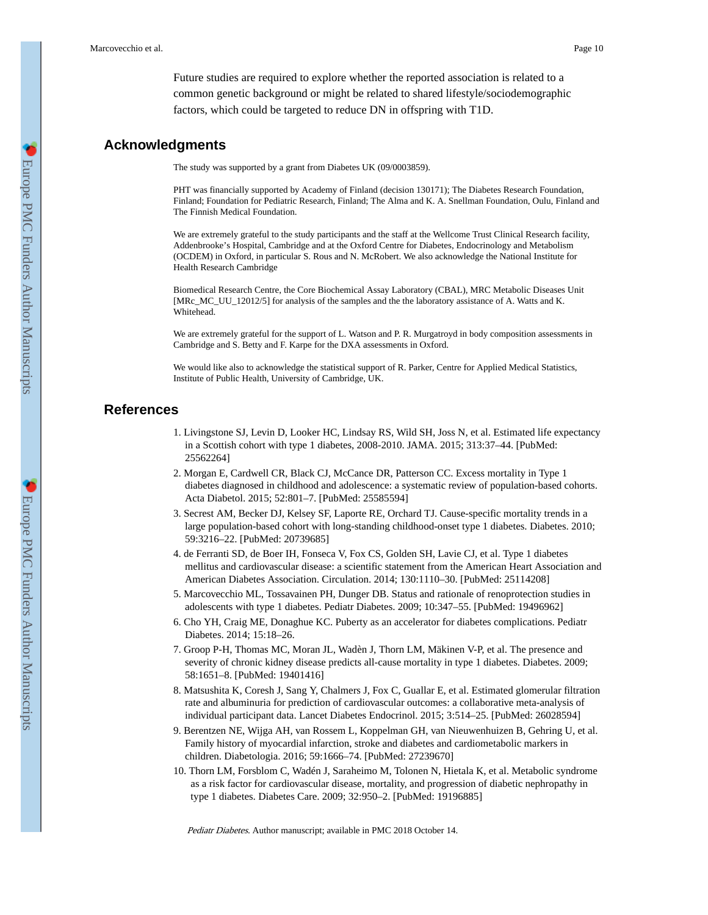Future studies are required to explore whether the reported association is related to a common genetic background or might be related to shared lifestyle/sociodemographic factors, which could be targeted to reduce DN in offspring with T1D.

## Acknowledgments

The study was supported by a grant from Diabetes UK (09/0003859).

PHT was financially supported by Academy of Finland (decision 130171); The Diabetes Research Foundation, Finland; Foundation for Pediatric Research, Finland; The Alma and K. A. Snellman Foundation, Oulu, Finland and The Finnish Medical Foundation.

We are extremely grateful to the study participants and the staff at the Wellcome Trust Clinical Research facility, Addenbrooke's Hospital, Cambridge and at the Oxford Centre for Diabetes, Endocrinology and Metabolism (OCDEM) in Oxford, in particular S. Rous and N. McRobert. We also acknowledge the National Institute for Health Research Cambridge

Biomedical Research Centre, the Core Biochemical Assay Laboratory (CBAL), MRC Metabolic Diseases Unit [MRc_MC_UU_12012/5] for analysis of the samples and the the laboratory assistance of A. Watts and K. Whitehead.

We are extremely grateful for the support of L. Watson and P. R. Murgatroyd in body composition assessments in Cambridge and S. Betty and F. Karpe for the DXA assessments in Oxford.

We would like also to acknowledge the statistical support of R. Parker, Centre for Applied Medical Statistics, Institute of Public Health, University of Cambridge, UK.

## References

1. Livingstone SJ, Levin D, Looker HC, Lindsay RS, Wild SH, Joss N, et al. Estimated life expectancy in a Scottish cohort with type 1 diabetes, 2008-2010. JAMA. 2015; 313:37–44. [PubMed: 25562264]
2. Morgan E, Cardwell CR, Black CJ, McCance DR, Patterson CC. Excess mortality in Type 1 diabetes diagnosed in childhood and adolescence: a systematic review of population-based cohorts. Acta Diabetol. 2015; 52:801–7. [PubMed: 25585594]
3. Secrest AM, Becker DJ, Kelsey SF, Laporte RE, Orchard TJ. Cause-specific mortality trends in a large population-based cohort with long-standing childhood-onset type 1 diabetes. Diabetes. 2010; 59:3216–22. [PubMed: 20739685]
4. de Ferranti SD, de Boer IH, Fonseca V, Fox CS, Golden SH, Lavie CJ, et al. Type 1 diabetes mellitus and cardiovascular disease: a scientific statement from the American Heart Association and American Diabetes Association. Circulation. 2014; 130:1110–30. [PubMed: 25114208]
5. Marcovecchio ML, Tossavainen PH, Dunger DB. Status and rationale of renoprotection studies in adolescents with type 1 diabetes. Pediatr Diabetes. 2009; 10:347–55. [PubMed: 19496962]
6. Cho YH, Craig ME, Donaghue KC. Puberty as an accelerator for diabetes complications. Pediatr Diabetes. 2014; 15:18–26.
7. Groop P-H, Thomas MC, Moran JL, Wadèn J, Thorn LM, Mäkinen V-P, et al. The presence and severity of chronic kidney disease predicts all-cause mortality in type 1 diabetes. Diabetes. 2009; 58:1651–8. [PubMed: 19401416]
8. Matsushita K, Coresh J, Sang Y, Chalmers J, Fox C, Guallar E, et al. Estimated glomerular filtration rate and albuminuria for prediction of cardiovascular outcomes: a collaborative meta-analysis of individual participant data. Lancet Diabetes Endocrinol. 2015; 3:514–25. [PubMed: 26028594]
9. Berentzen NE, Wijga AH, van Rossem L, Koppelman GH, van Nieuwenhuizen B, Gehring U, et al. Family history of myocardial infarction, stroke and diabetes and cardiometabolic markers in children. Diabetologia. 2016; 59:1666–74. [PubMed: 27239670]
10. Thorn LM, Forsblom C, Wadén J, Saraheimo M, Tolonen N, Hietala K, et al. Metabolic syndrome as a risk factor for cardiovascular disease, mortality, and progression of diabetic nephropathy in type 1 diabetes. Diabetes Care. 2009; 32:950–2. [PubMed: 19196885]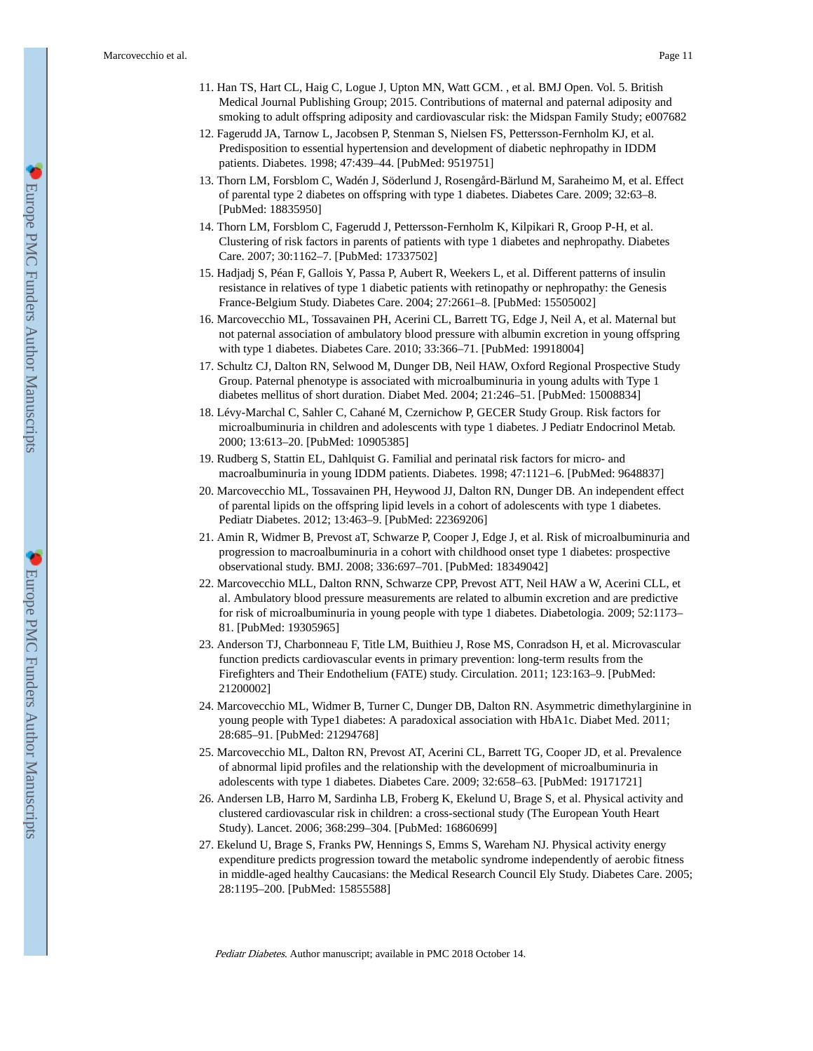11. Han TS, Hart CL, Haig C, Logue J, Upton MN, Watt GCM. , et al. BMJ Open. Vol. 5. British Medical Journal Publishing Group; 2015. Contributions of maternal and paternal adiposity and smoking to adult offspring adiposity and cardiovascular risk: the Midspan Family Study; e007682
12. Fagerudd JA, Tarnow L, Jacobsen P, Stenman S, Nielsen FS, Pettersson-Fernholm KJ, et al. Predisposition to essential hypertension and development of diabetic nephropathy in IDDM patients. Diabetes. 1998; 47:439–44. [PubMed: 9519751]
13. Thorn LM, Forsblom C, Wadén J, Söderlund J, Rosengård-Bärlund M, Saraheimo M, et al. Effect of parental type 2 diabetes on offspring with type 1 diabetes. Diabetes Care. 2009; 32:63–8. [PubMed: 18835950]
14. Thorn LM, Forsblom C, Fagerudd J, Pettersson-Fernholm K, Kilpikari R, Groop P-H, et al. Clustering of risk factors in parents of patients with type 1 diabetes and nephropathy. Diabetes Care. 2007; 30:1162–7. [PubMed: 17337502]
15. Hadjadj S, Péan F, Gallois Y, Passa P, Aubert R, Weekers L, et al. Different patterns of insulin resistance in relatives of type 1 diabetic patients with retinopathy or nephropathy: the Genesis France-Belgium Study. Diabetes Care. 2004; 27:2661–8. [PubMed: 15505002]
16. Marcovecchio ML, Tossavainen PH, Acerini CL, Barrett TG, Edge J, Neil A, et al. Maternal but not paternal association of ambulatory blood pressure with albumin excretion in young offspring with type 1 diabetes. Diabetes Care. 2010; 33:366–71. [PubMed: 19918004]
17. Schultz CJ, Dalton RN, Selwood M, Dunger DB, Neil HAW, Oxford Regional Prospective Study Group. Paternal phenotype is associated with microalbuminuria in young adults with Type 1 diabetes mellitus of short duration. Diabet Med. 2004; 21:246–51. [PubMed: 15008834]
18. Lévy-Marchal C, Sahler C, Cahané M, Czernichow P, GECER Study Group. Risk factors for microalbuminuria in children and adolescents with type 1 diabetes. J Pediatr Endocrinol Metab. 2000; 13:613–20. [PubMed: 10905385]
19. Rudberg S, Stattin EL, Dahlquist G. Familial and perinatal risk factors for micro- and macroalbuminuria in young IDDM patients. Diabetes. 1998; 47:1121–6. [PubMed: 9648837]
20. Marcovecchio ML, Tossavainen PH, Heywood JJ, Dalton RN, Dunger DB. An independent effect of parental lipids on the offspring lipid levels in a cohort of adolescents with type 1 diabetes. Pediatr Diabetes. 2012; 13:463–9. [PubMed: 22369206]
21. Amin R, Widmer B, Prevost aT, Schwarze P, Cooper J, Edge J, et al. Risk of microalbuminuria and progression to macroalbuminuria in a cohort with childhood onset type 1 diabetes: prospective observational study. BMJ. 2008; 336:697–701. [PubMed: 18349042]
22. Marcovecchio MLL, Dalton RNN, Schwarze CPP, Prevost ATT, Neil HAW a W, Acerini CLL, et al. Ambulatory blood pressure measurements are related to albumin excretion and are predictive for risk of microalbuminuria in young people with type 1 diabetes. Diabetologia. 2009; 52:1173–81. [PubMed: 19305965]
23. Anderson TJ, Charbonneau F, Title LM, Buithieu J, Rose MS, Conradson H, et al. Microvascular function predicts cardiovascular events in primary prevention: long-term results from the Firefighters and Their Endothelium (FATE) study. Circulation. 2011; 123:163–9. [PubMed: 21200002]
24. Marcovecchio ML, Widmer B, Turner C, Dunger DB, Dalton RN. Asymmetric dimethylarginine in young people with Type1 diabetes: A paradoxical association with HbA1c. Diabet Med. 2011; 28:685–91. [PubMed: 21294768]
25. Marcovecchio ML, Dalton RN, Prevost AT, Acerini CL, Barrett TG, Cooper JD, et al. Prevalence of abnormal lipid profiles and the relationship with the development of microalbuminuria in adolescents with type 1 diabetes. Diabetes Care. 2009; 32:658–63. [PubMed: 19171721]
26. Andersen LB, Harro M, Sardinha LB, Froberg K, Ekelund U, Brage S, et al. Physical activity and clustered cardiovascular risk in children: a cross-sectional study (The European Youth Heart Study). Lancet. 2006; 368:299–304. [PubMed: 16860699]
27. Ekelund U, Brage S, Franks PW, Hennings S, Emms S, Wareham NJ. Physical activity energy expenditure predicts progression toward the metabolic syndrome independently of aerobic fitness in middle-aged healthy Caucasians: the Medical Research Council Ely Study. Diabetes Care. 2005; 28:1195–200. [PubMed: 15855588]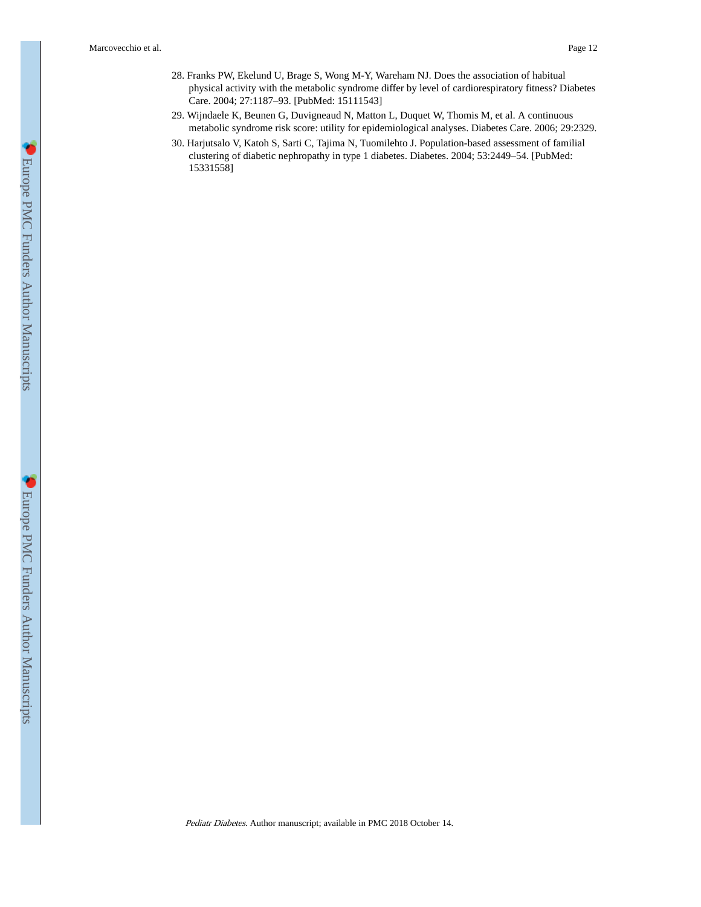28. Franks PW, Ekelund U, Brage S, Wong M-Y, Wareham NJ. Does the association of habitual physical activity with the metabolic syndrome differ by level of cardiorespiratory fitness? Diabetes Care. 2004; 27:1187–93. [PubMed: 15111543]
29. Wijndaele K, Beunen G, Duvigneaud N, Matton L, Duquet W, Thomis M, et al. A continuous metabolic syndrome risk score: utility for epidemiological analyses. Diabetes Care. 2006; 29:2329.
30. Harjutsalo V, Katoh S, Sarti C, Tajima N, Tuomilehto J. Population-based assessment of familial clustering of diabetic nephropathy in type 1 diabetes. Diabetes. 2004; 53:2449–54. [PubMed: 15331558]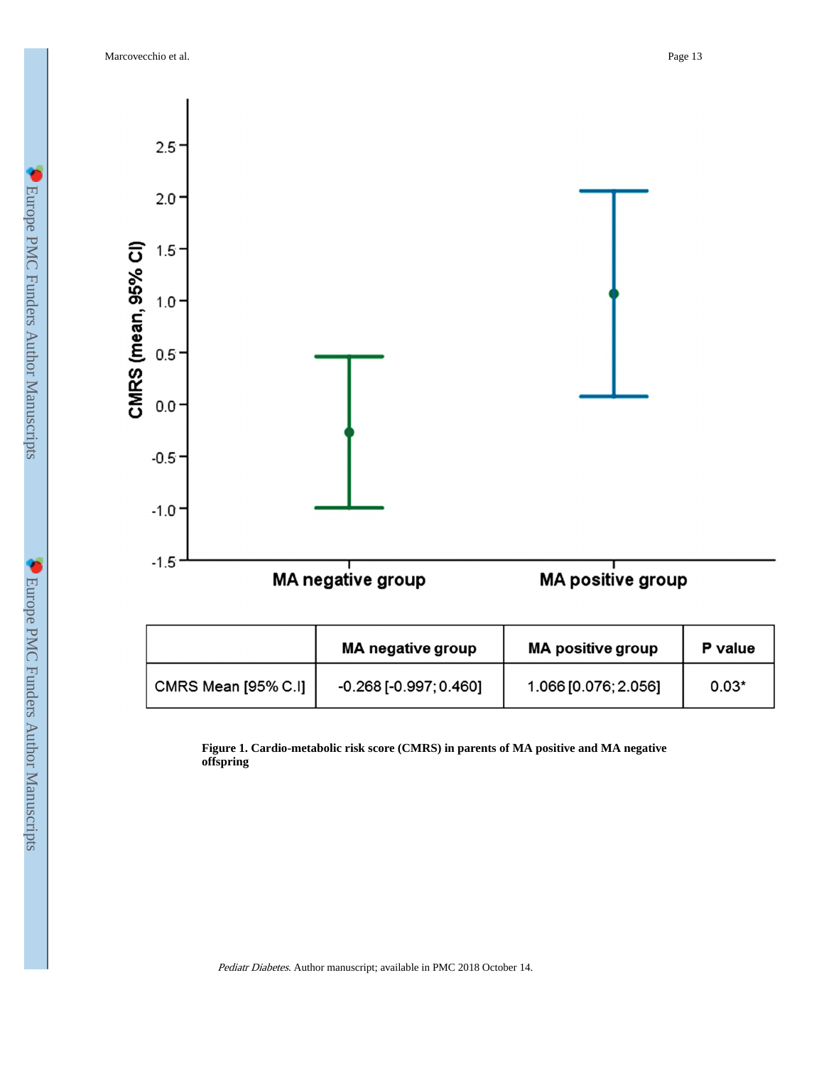|  | MA negative group | MA positive group | P value |
|---|---|---|---|
| CMRS Mean [95% C.I] | -0.268 [-0.997; 0.460] | 1.066 [0.076; 2.056] | 0.03* |

**Figure 1. Cardio-metabolic risk score (CMRS) in parents of MA positive and MA negative offspring**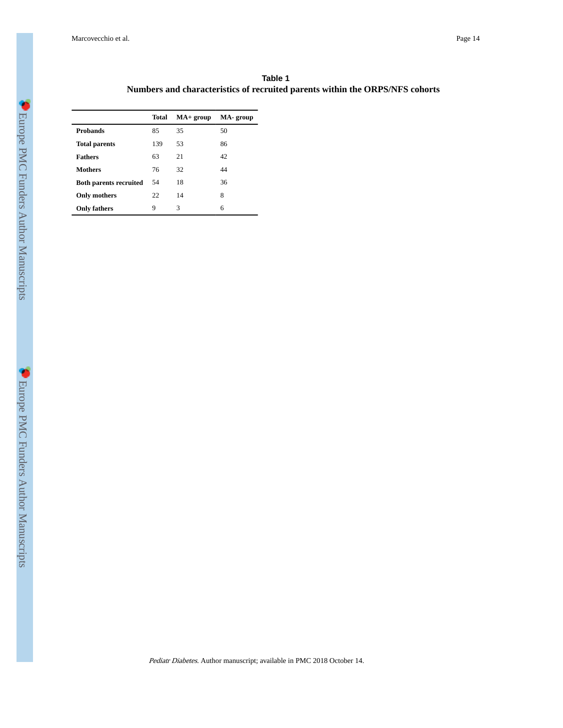**Table 1**

**Numbers and characteristics of recruited parents within the ORPS/NFS cohorts**

| | Total | MA+ group | MA- group |
|---|---|---|---|
| **Probands** | 85 | 35 | 50 |
| **Total parents** | 139 | 53 | 86 |
| **Fathers** | 63 | 21 | 42 |
| **Mothers** | 76 | 32 | 44 |
| **Both parents recruited** | 54 | 18 | 36 |
| **Only mothers** | 22 | 14 | 8 |
| **Only fathers** | 9 | 3 | 6 |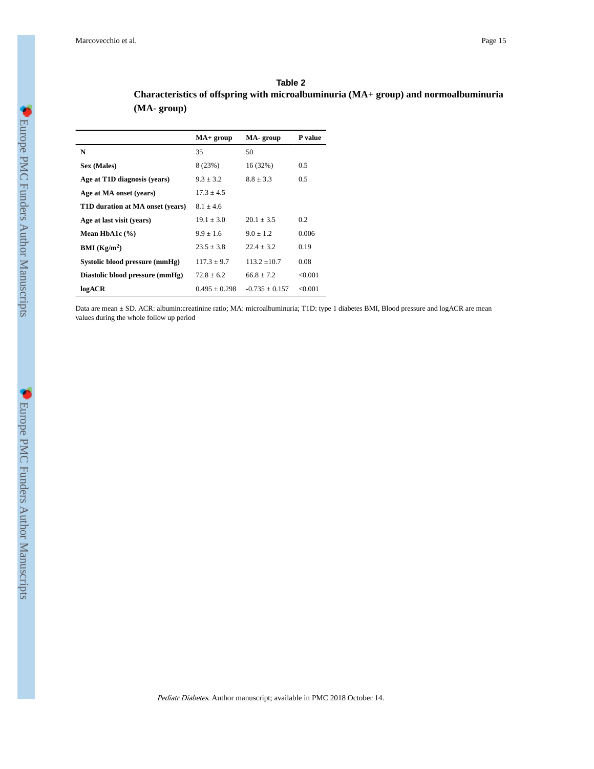## Table 2

**Characteristics of offspring with microalbuminuria (MA+ group) and normoalbuminuria (MA- group)**

| | MA+ group | MA- group | P value |
|---|---|---|---|
| **N** | 35 | 50 | |
| **Sex (Males)** | 8 (23%) | 16 (32%) | 0.5 |
| **Age at T1D diagnosis (years)** | 9.3 ± 3.2 | 8.8 ± 3.3 | 0.5 |
| **Age at MA onset (years)** | 17.3 ± 4.5 | | |
| **T1D duration at MA onset (years)** | 8.1 ± 4.6 | | |
| **Age at last visit (years)** | 19.1 ± 3.0 | 20.1 ± 3.5 | 0.2 |
| **Mean HbA1c (%)** | 9.9 ± 1.6 | 9.0 ± 1.2 | 0.006 |
| **BMI (Kg/m$^2$)** | 23.5 ± 3.8 | 22.4 ± 3.2 | 0.19 |
| **Systolic blood pressure (mmHg)** | 117.3 ± 9.7 | 113.2 ±10.7 | 0.08 |
| **Diastolic blood pressure (mmHg)** | 72.8 ± 6.2 | 66.8 ± 7.2 | <0.001 |
| **logACR** | 0.495 ± 0.298 | -0.735 ± 0.157 | <0.001 |

Data are mean ± SD. ACR: albumin:creatinine ratio; MA: microalbuminuria; T1D: type 1 diabetes BMI, Blood pressure and logACR are mean values during the whole follow up period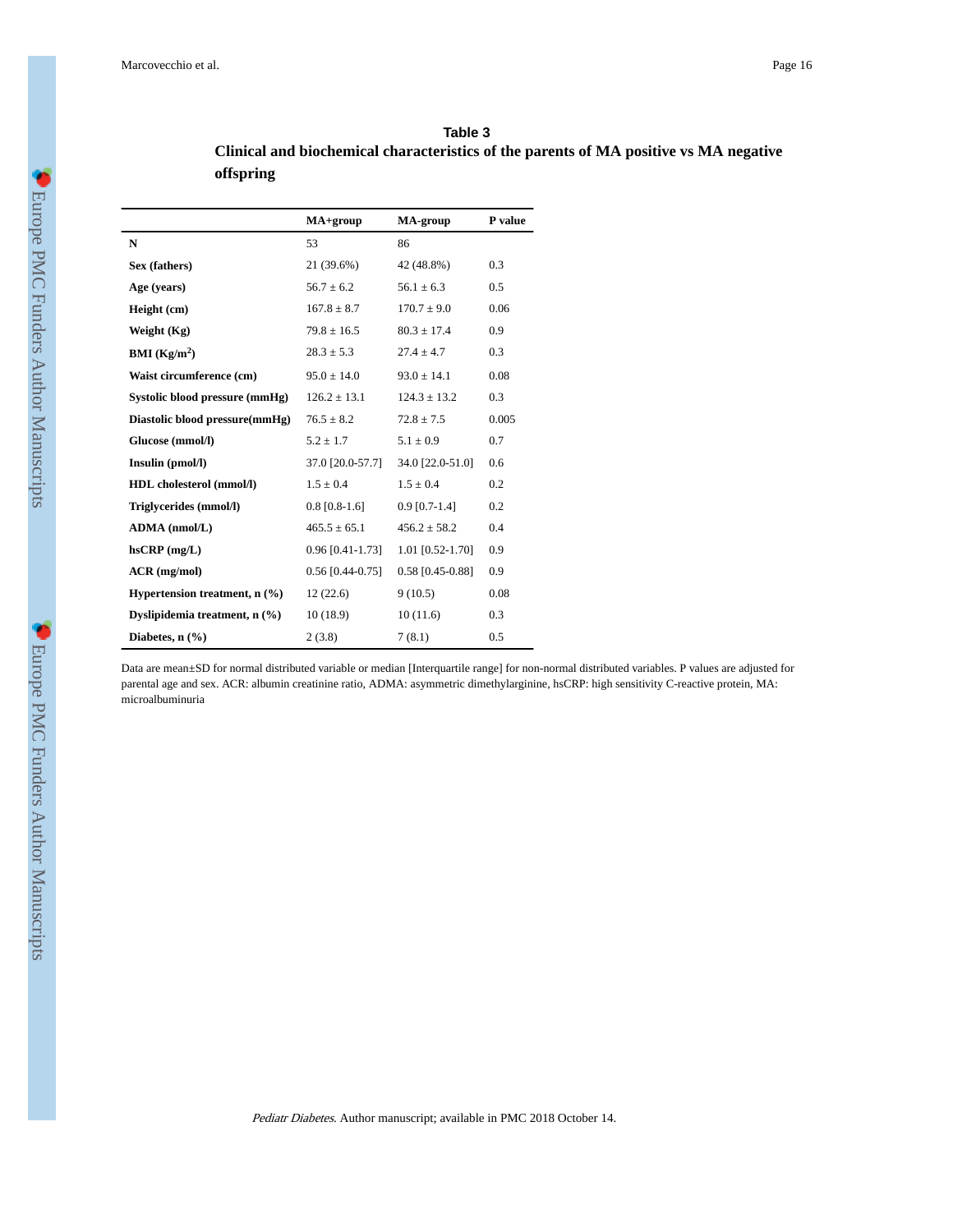### Table 3

**Clinical and biochemical characteristics of the parents of MA positive vs MA negative offspring**

| | MA+group | MA-group | P value |
|---|---|---|---|
| **N** | 53 | 86 | |
| **Sex (fathers)** | 21 (39.6%) | 42 (48.8%) | 0.3 |
| **Age (years)** | 56.7 ± 6.2 | 56.1 ± 6.3 | 0.5 |
| **Height (cm)** | 167.8 ± 8.7 | 170.7 ± 9.0 | 0.06 |
| **Weight (Kg)** | 79.8 ± 16.5 | 80.3 ± 17.4 | 0.9 |
| **BMI (Kg/m$^2$)** | 28.3 ± 5.3 | 27.4 ± 4.7 | 0.3 |
| **Waist circumference (cm)** | 95.0 ± 14.0 | 93.0 ± 14.1 | 0.08 |
| **Systolic blood pressure (mmHg)** | 126.2 ± 13.1 | 124.3 ± 13.2 | 0.3 |
| **Diastolic blood pressure(mmHg)** | 76.5 ± 8.2 | 72.8 ± 7.5 | 0.005 |
| **Glucose (mmol/l)** | 5.2 ± 1.7 | 5.1 ± 0.9 | 0.7 |
| **Insulin (pmol/l)** | 37.0 [20.0-57.7] | 34.0 [22.0-51.0] | 0.6 |
| **HDL cholesterol (mmol/l)** | 1.5 ± 0.4 | 1.5 ± 0.4 | 0.2 |
| **Triglycerides (mmol/l)** | 0.8 [0.8-1.6] | 0.9 [0.7-1.4] | 0.2 |
| **ADMA (nmol/L)** | 465.5 ± 65.1 | 456.2 ± 58.2 | 0.4 |
| **hsCRP (mg/L)** | 0.96 [0.41-1.73] | 1.01 [0.52-1.70] | 0.9 |
| **ACR (mg/mol)** | 0.56 [0.44-0.75] | 0.58 [0.45-0.88] | 0.9 |
| **Hypertension treatment, n (%)** | 12 (22.6) | 9 (10.5) | 0.08 |
| **Dyslipidemia treatment, n (%)** | 10 (18.9) | 10 (11.6) | 0.3 |
| **Diabetes, n (%)** | 2 (3.8) | 7 (8.1) | 0.5 |

Data are mean±SD for normal distributed variable or median [Interquartile range] for non-normal distributed variables. P values are adjusted for parental age and sex. ACR: albumin creatinine ratio, ADMA: asymmetric dimethylarginine, hsCRP: high sensitivity C-reactive protein, MA: microalbuminuria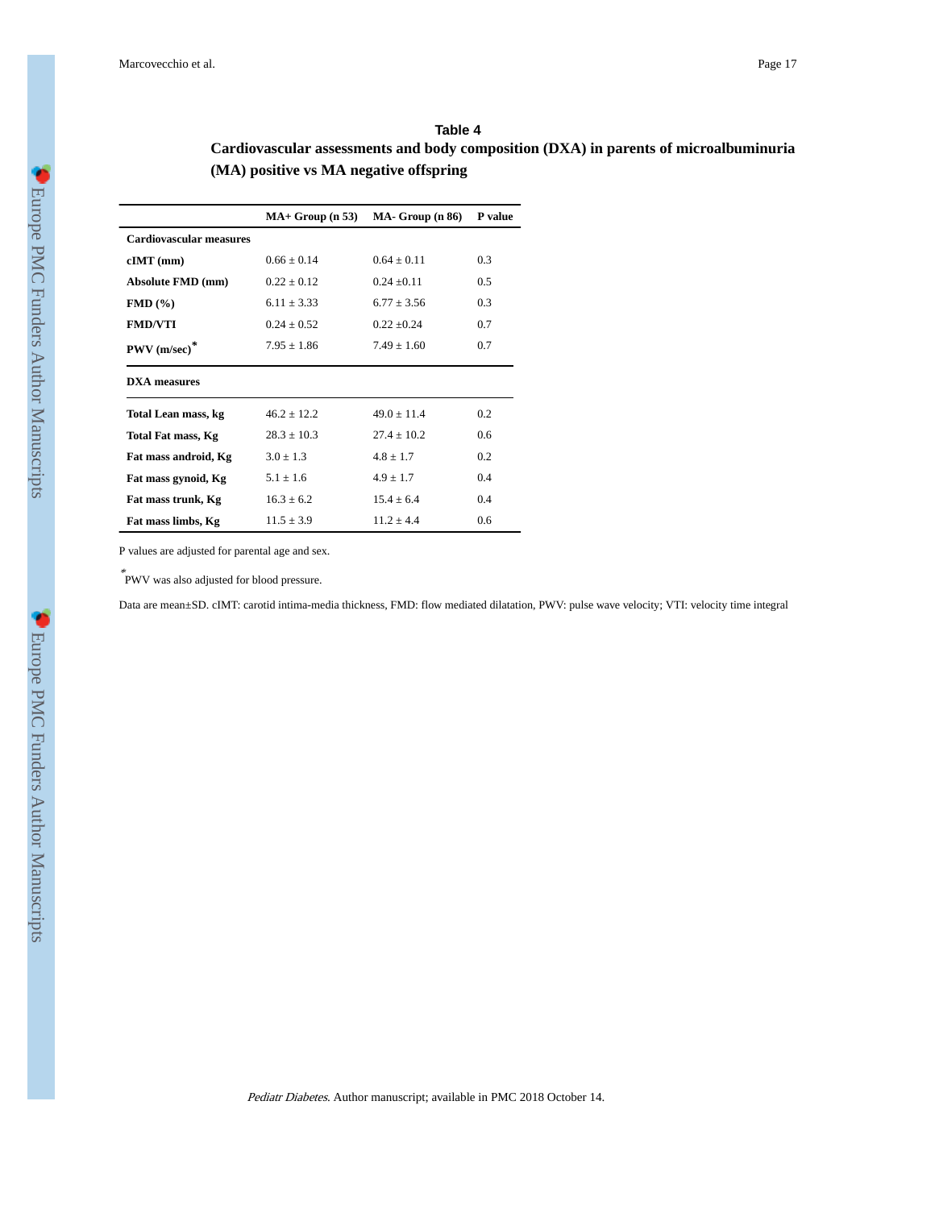## Table 4

**Cardiovascular assessments and body composition (DXA) in parents of microalbuminuria (MA) positive vs MA negative offspring**

| | MA+ Group (n 53) | MA- Group (n 86) | P value |
|---|---|---|---|
| **Cardiovascular measures** | | | |
| **cIMT (mm)** | 0.66 ± 0.14 | 0.64 ± 0.11 | 0.3 |
| **Absolute FMD (mm)** | 0.22 ± 0.12 | 0.24 ±0.11 | 0.5 |
| **FMD (%)** | 6.11 ± 3.33 | 6.77 ± 3.56 | 0.3 |
| **FMD/VTI** | 0.24 ± 0.52 | 0.22 ±0.24 | 0.7 |
| **PWV (m/sec)*** | 7.95 ± 1.86 | 7.49 ± 1.60 | 0.7 |
| **DXA measures** | | | |
| **Total Lean mass, kg** | 46.2 ± 12.2 | 49.0 ± 11.4 | 0.2 |
| **Total Fat mass, Kg** | 28.3 ± 10.3 | 27.4 ± 10.2 | 0.6 |
| **Fat mass android, Kg** | 3.0 ± 1.3 | 4.8 ± 1.7 | 0.2 |
| **Fat mass gynoid, Kg** | 5.1 ± 1.6 | 4.9 ± 1.7 | 0.4 |
| **Fat mass trunk, Kg** | 16.3 ± 6.2 | 15.4 ± 6.4 | 0.4 |
| **Fat mass limbs, Kg** | 11.5 ± 3.9 | 11.2 ± 4.4 | 0.6 |

P values are adjusted for parental age and sex.

*PWV was also adjusted for blood pressure.

Data are mean±SD. cIMT: carotid intima-media thickness, FMD: flow mediated dilatation, PWV: pulse wave velocity; VTI: velocity time integral